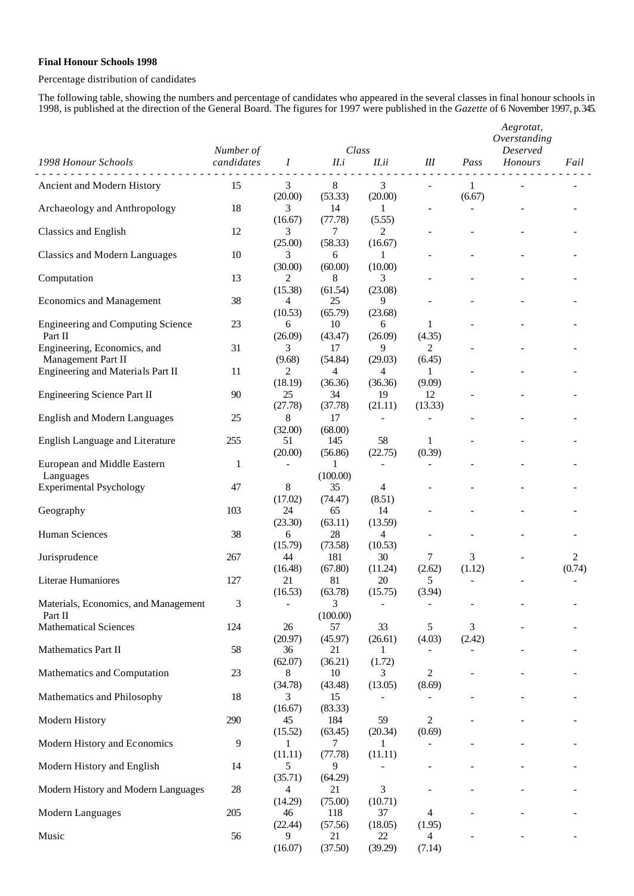**Final Honour Schools 1998**

Percentage distribution of candidates

The following table, showing the numbers and percentage of candidates who appeared in the several classes in final honour schools in 1998, is published at the direction of the General Board. The figures for 1997 were published in the *Gazette* of 6 November 1997, p.345.

| *1998 Honour Schools* | *Number of candidates* | *I* | *II.i* | *II.ii* | *III* | *Pass* | *Aegrotat, Overstanding Deserved Honours* | *Fail* |
|---|---|---|---|---|---|---|---|---|
| Ancient and Modern History | 15 | 3 (20.00) | 8 (53.33) | 3 (20.00) | - | 1 (6.67) | - | - |
| Archaeology and Anthropology | 18 | 3 (16.67) | 14 (77.78) | 1 (5.55) | - | - | - | - |
| Classics and English | 12 | 3 (25.00) | 7 (58.33) | 2 (16.67) | - | - | - | - |
| Classics and Modern Languages | 10 | 3 (30.00) | 6 (60.00) | 1 (10.00) | - | - | - | - |
| Computation | 13 | 2 (15.38) | 8 (61.54) | 3 (23.08) | - | - | - | - |
| Economics and Management | 38 | 4 (10.53) | 25 (65.79) | 9 (23.68) | - | - | - | - |
| Engineering and Computing Science Part II | 23 | 6 (26.09) | 10 (43.47) | 6 (26.09) | 1 (4.35) | - | - | - |
| Engineering, Economics, and Management Part II | 31 | 3 (9.68) | 17 (54.84) | 9 (29.03) | 2 (6.45) | - | - | - |
| Engineering and Materials Part II | 11 | 2 (18.19) | 4 (36.36) | 4 (36.36) | 1 (9.09) | - | - | - |
| Engineering Science Part II | 90 | 25 (27.78) | 34 (37.78) | 19 (21.11) | 12 (13.33) | - | - | - |
| English and Modern Languages | 25 | 8 (32.00) | 17 (68.00) | - | - | - | - | - |
| English Language and Literature | 255 | 51 (20.00) | 145 (56.86) | 58 (22.75) | 1 (0.39) | - | - | - |
| European and Middle Eastern Languages | 1 | - | 1 (100.00) | - | - | - | - | - |
| Experimental Psychology | 47 | 8 (17.02) | 35 (74.47) | 4 (8.51) | - | - | - | - |
| Geography | 103 | 24 (23.30) | 65 (63.11) | 14 (13.59) | - | - | - | - |
| Human Sciences | 38 | 6 (15.79) | 28 (73.58) | 4 (10.53) | - | - | - | - |
| Jurisprudence | 267 | 44 (16.48) | 181 (67.80) | 30 (11.24) | 7 (2.62) | 3 (1.12) | - | 2 (0.74) |
| Literae Humaniores | 127 | 21 (16.53) | 81 (63.78) | 20 (15.75) | 5 (3.94) | - | - | - |
| Materials, Economics, and Management Part II | 3 | - | 3 (100.00) | - | - | - | - | - |
| Mathematical Sciences | 124 | 26 (20.97) | 57 (45.97) | 33 (26.61) | 5 (4.03) | 3 (2.42) | - | - |
| Mathematics Part II | 58 | 36 (62.07) | 21 (36.21) | 1 (1.72) | - | - | - | - |
| Mathematics and Computation | 23 | 8 (34.78) | 10 (43.48) | 3 (13.05) | 2 (8.69) | - | - | - |
| Mathematics and Philosophy | 18 | 3 (16.67) | 15 (83.33) | - | - | - | - | - |
| Modern History | 290 | 45 (15.52) | 184 (63.45) | 59 (20.34) | 2 (0.69) | - | - | - |
| Modern History and Economics | 9 | 1 (11.11) | 7 (77.78) | 1 (11.11) | - | - | - | - |
| Modern History and English | 14 | 5 (35.71) | 9 (64.29) | - | - | - | - | - |
| Modern History and Modern Languages | 28 | 4 (14.29) | 21 (75.00) | 3 (10.71) | - | - | - | - |
| Modern Languages | 205 | 46 (22.44) | 118 (57.56) | 37 (18.05) | 4 (1.95) | - | - | - |
| Music | 56 | 9 (16.07) | 21 (37.50) | 22 (39.29) | 4 (7.14) | - | - | - |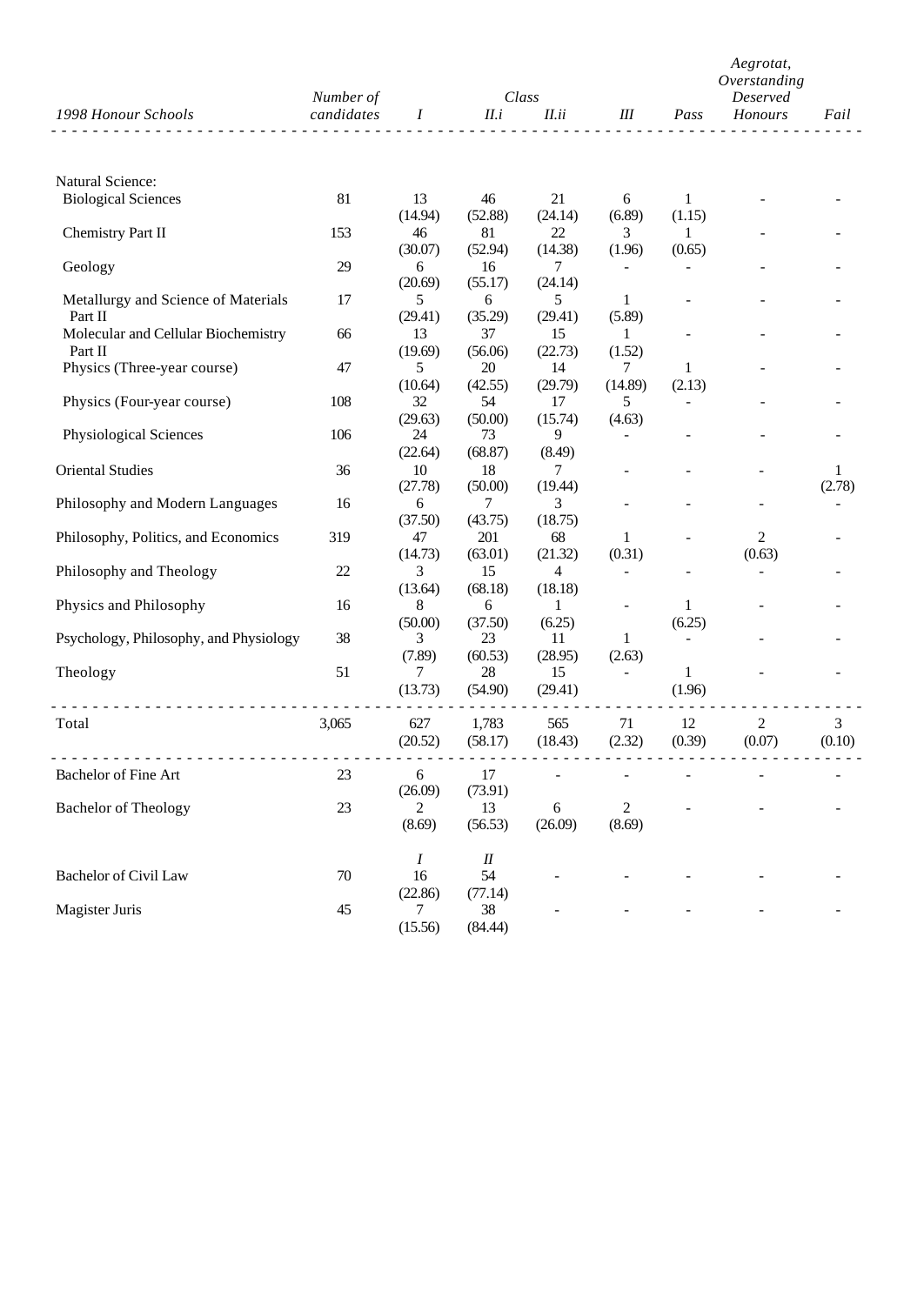| 1998 Honour Schools | Number of candidates | Class I | II.i | II.ii | III | Pass | Aegrotat, Overstanding Deserved Honours | Fail |
|---|---|---|---|---|---|---|---|---|
| Natural Science: | | | | | | | | |
| Biological Sciences | 81 | 13 (14.94) | 46 (52.88) | 21 (24.14) | 6 (6.89) | 1 (1.15) | - | - |
| Chemistry Part II | 153 | 46 (30.07) | 81 (52.94) | 22 (14.38) | 3 (1.96) | 1 (0.65) | - | - |
| Geology | 29 | 6 (20.69) | 16 (55.17) | 7 (24.14) | - | - | - | - |
| Metallurgy and Science of Materials Part II | 17 | 5 (29.41) | 6 (35.29) | 5 (29.41) | 1 (5.89) | - | - | - |
| Molecular and Cellular Biochemistry Part II | 66 | 13 (19.69) | 37 (56.06) | 15 (22.73) | 1 (1.52) | - | - | - |
| Physics (Three-year course) | 47 | 5 (10.64) | 20 (42.55) | 14 (29.79) | 7 (14.89) | 1 (2.13) | - | - |
| Physics (Four-year course) | 108 | 32 (29.63) | 54 (50.00) | 17 (15.74) | 5 (4.63) | - | - | - |
| Physiological Sciences | 106 | 24 (22.64) | 73 (68.87) | 9 (8.49) | - | - | - | - |
| Oriental Studies | 36 | 10 (27.78) | 18 (50.00) | 7 (19.44) | - | - | - | 1 (2.78) |
| Philosophy and Modern Languages | 16 | 6 (37.50) | 7 (43.75) | 3 (18.75) | - | - | - | - |
| Philosophy, Politics, and Economics | 319 | 47 (14.73) | 201 (63.01) | 68 (21.32) | 1 (0.31) | - | 2 (0.63) | - |
| Philosophy and Theology | 22 | 3 (13.64) | 15 (68.18) | 4 (18.18) | - | - | - | - |
| Physics and Philosophy | 16 | 8 (50.00) | 6 (37.50) | 1 (6.25) | - | 1 (6.25) | - | - |
| Psychology, Philosophy, and Physiology | 38 | 3 (7.89) | 23 (60.53) | 11 (28.95) | 1 (2.63) | - | - | - |
| Theology | 51 | 7 (13.73) | 28 (54.90) | 15 (29.41) | - | 1 (1.96) | - | - |
| Total | 3,065 | 627 (20.52) | 1,783 (58.17) | 565 (18.43) | 71 (2.32) | 12 (0.39) | 2 (0.07) | 3 (0.10) |
| Bachelor of Fine Art | 23 | 6 (26.09) | 17 (73.91) | - | - | - | - | - |
| Bachelor of Theology | 23 | 2 (8.69) | 13 (56.53) | 6 (26.09) | 2 (8.69) | - | - | - |
| | | I | II | | | | | |
| Bachelor of Civil Law | 70 | 16 (22.86) | 54 (77.14) | - | - | - | - | - |
| Magister Juris | 45 | 7 (15.56) | 38 (84.44) | - | - | - | - | - |